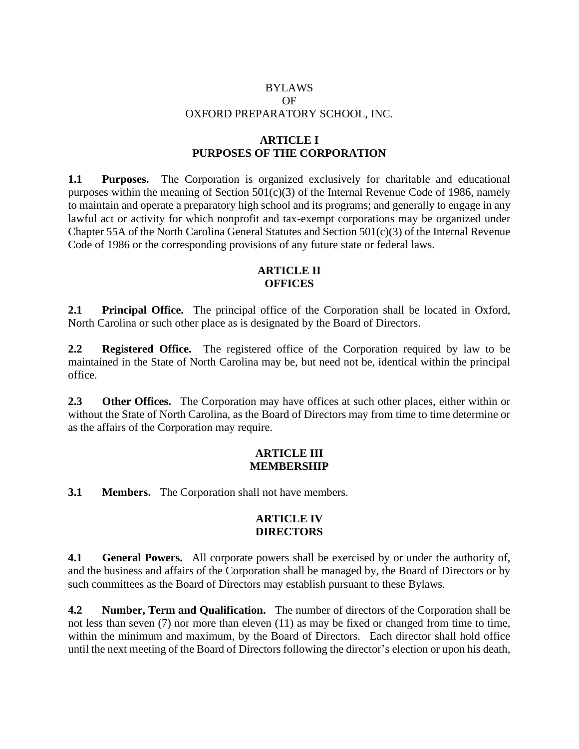# BYLAWS
# OF
# OXFORD PREPARATORY SCHOOL, INC.

## ARTICLE I
## PURPOSES OF THE CORPORATION

**1.1 Purposes.** The Corporation is organized exclusively for charitable and educational purposes within the meaning of Section 501(c)(3) of the Internal Revenue Code of 1986, namely to maintain and operate a preparatory high school and its programs; and generally to engage in any lawful act or activity for which nonprofit and tax-exempt corporations may be organized under Chapter 55A of the North Carolina General Statutes and Section 501(c)(3) of the Internal Revenue Code of 1986 or the corresponding provisions of any future state or federal laws.

## ARTICLE II
## OFFICES

**2.1 Principal Office.** The principal office of the Corporation shall be located in Oxford, North Carolina or such other place as is designated by the Board of Directors.

**2.2 Registered Office.** The registered office of the Corporation required by law to be maintained in the State of North Carolina may be, but need not be, identical within the principal office.

**2.3 Other Offices.** The Corporation may have offices at such other places, either within or without the State of North Carolina, as the Board of Directors may from time to time determine or as the affairs of the Corporation may require.

## ARTICLE III
## MEMBERSHIP

**3.1 Members.** The Corporation shall not have members.

## ARTICLE IV
## DIRECTORS

**4.1 General Powers.** All corporate powers shall be exercised by or under the authority of, and the business and affairs of the Corporation shall be managed by, the Board of Directors or by such committees as the Board of Directors may establish pursuant to these Bylaws.

**4.2 Number, Term and Qualification.** The number of directors of the Corporation shall be not less than seven (7) nor more than eleven (11) as may be fixed or changed from time to time, within the minimum and maximum, by the Board of Directors. Each director shall hold office until the next meeting of the Board of Directors following the director's election or upon his death,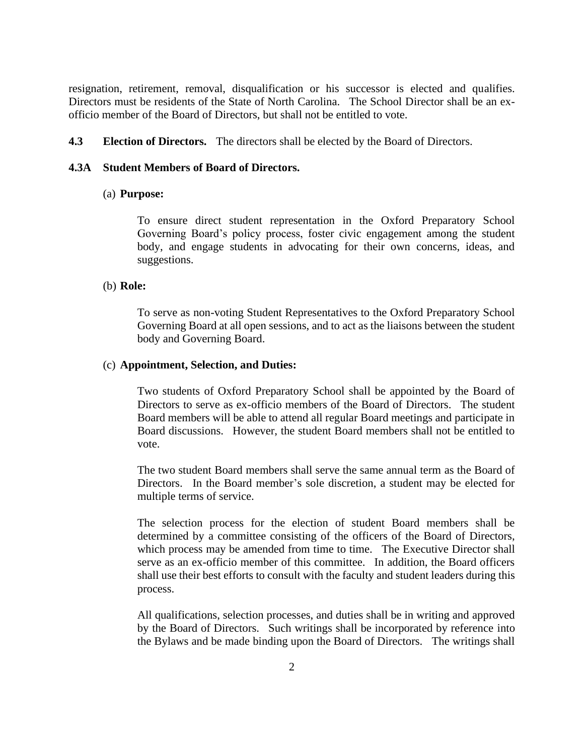resignation, retirement, removal, disqualification or his successor is elected and qualifies. Directors must be residents of the State of North Carolina. The School Director shall be an ex-officio member of the Board of Directors, but shall not be entitled to vote.

**4.3 Election of Directors.** The directors shall be elected by the Board of Directors.

**4.3A Student Members of Board of Directors.**

(a) **Purpose:**

To ensure direct student representation in the Oxford Preparatory School Governing Board's policy process, foster civic engagement among the student body, and engage students in advocating for their own concerns, ideas, and suggestions.

(b) **Role:**

To serve as non-voting Student Representatives to the Oxford Preparatory School Governing Board at all open sessions, and to act as the liaisons between the student body and Governing Board.

(c) **Appointment, Selection, and Duties:**

Two students of Oxford Preparatory School shall be appointed by the Board of Directors to serve as ex-officio members of the Board of Directors. The student Board members will be able to attend all regular Board meetings and participate in Board discussions. However, the student Board members shall not be entitled to vote.

The two student Board members shall serve the same annual term as the Board of Directors. In the Board member's sole discretion, a student may be elected for multiple terms of service.

The selection process for the election of student Board members shall be determined by a committee consisting of the officers of the Board of Directors, which process may be amended from time to time. The Executive Director shall serve as an ex-officio member of this committee. In addition, the Board officers shall use their best efforts to consult with the faculty and student leaders during this process.

All qualifications, selection processes, and duties shall be in writing and approved by the Board of Directors. Such writings shall be incorporated by reference into the Bylaws and be made binding upon the Board of Directors. The writings shall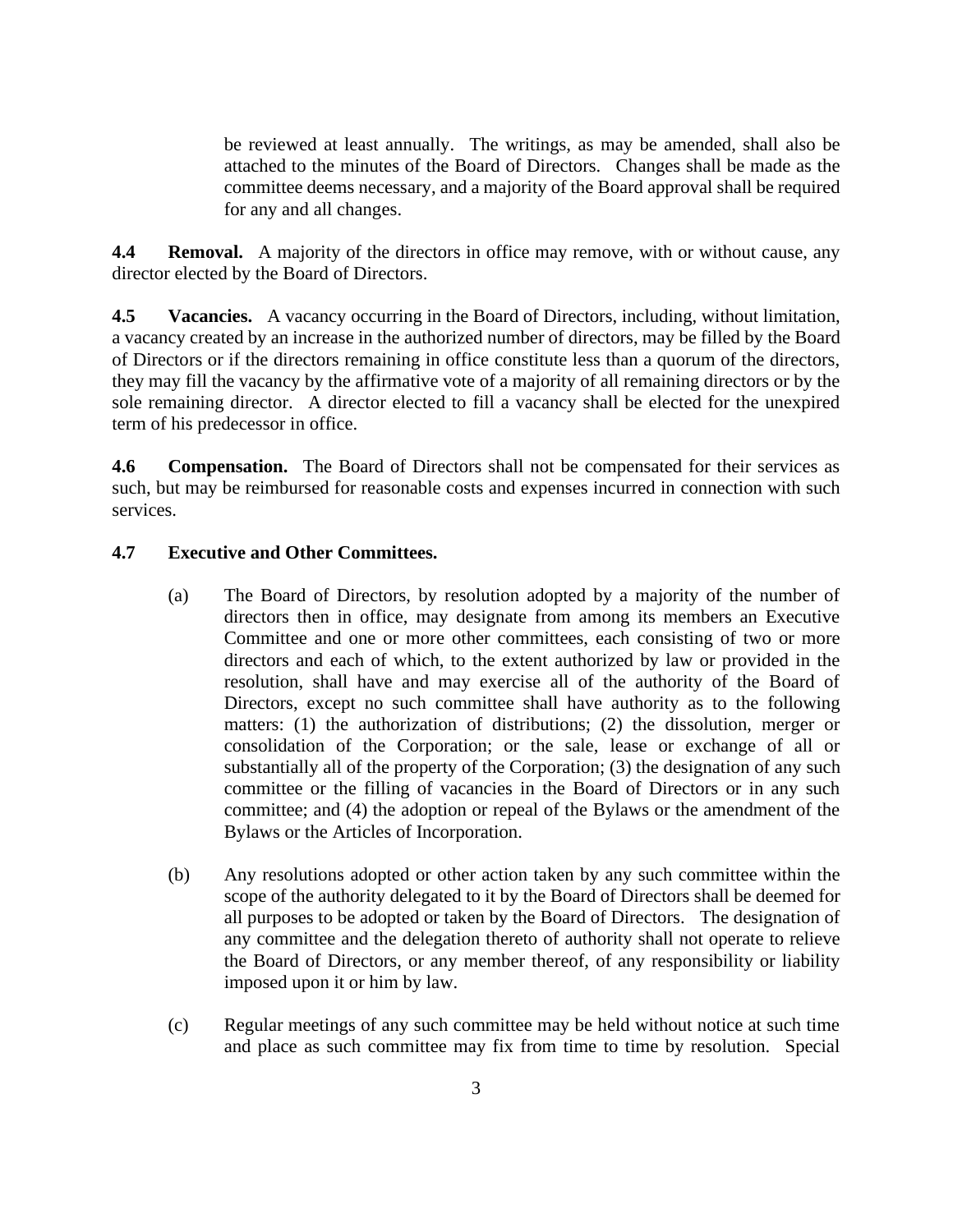be reviewed at least annually. The writings, as may be amended, shall also be attached to the minutes of the Board of Directors. Changes shall be made as the committee deems necessary, and a majority of the Board approval shall be required for any and all changes.

**4.4 Removal.** A majority of the directors in office may remove, with or without cause, any director elected by the Board of Directors.

**4.5 Vacancies.** A vacancy occurring in the Board of Directors, including, without limitation, a vacancy created by an increase in the authorized number of directors, may be filled by the Board of Directors or if the directors remaining in office constitute less than a quorum of the directors, they may fill the vacancy by the affirmative vote of a majority of all remaining directors or by the sole remaining director. A director elected to fill a vacancy shall be elected for the unexpired term of his predecessor in office.

**4.6 Compensation.** The Board of Directors shall not be compensated for their services as such, but may be reimbursed for reasonable costs and expenses incurred in connection with such services.

**4.7 Executive and Other Committees.**

(a) The Board of Directors, by resolution adopted by a majority of the number of directors then in office, may designate from among its members an Executive Committee and one or more other committees, each consisting of two or more directors and each of which, to the extent authorized by law or provided in the resolution, shall have and may exercise all of the authority of the Board of Directors, except no such committee shall have authority as to the following matters: (1) the authorization of distributions; (2) the dissolution, merger or consolidation of the Corporation; or the sale, lease or exchange of all or substantially all of the property of the Corporation; (3) the designation of any such committee or the filling of vacancies in the Board of Directors or in any such committee; and (4) the adoption or repeal of the Bylaws or the amendment of the Bylaws or the Articles of Incorporation.

(b) Any resolutions adopted or other action taken by any such committee within the scope of the authority delegated to it by the Board of Directors shall be deemed for all purposes to be adopted or taken by the Board of Directors. The designation of any committee and the delegation thereto of authority shall not operate to relieve the Board of Directors, or any member thereof, of any responsibility or liability imposed upon it or him by law.

(c) Regular meetings of any such committee may be held without notice at such time and place as such committee may fix from time to time by resolution. Special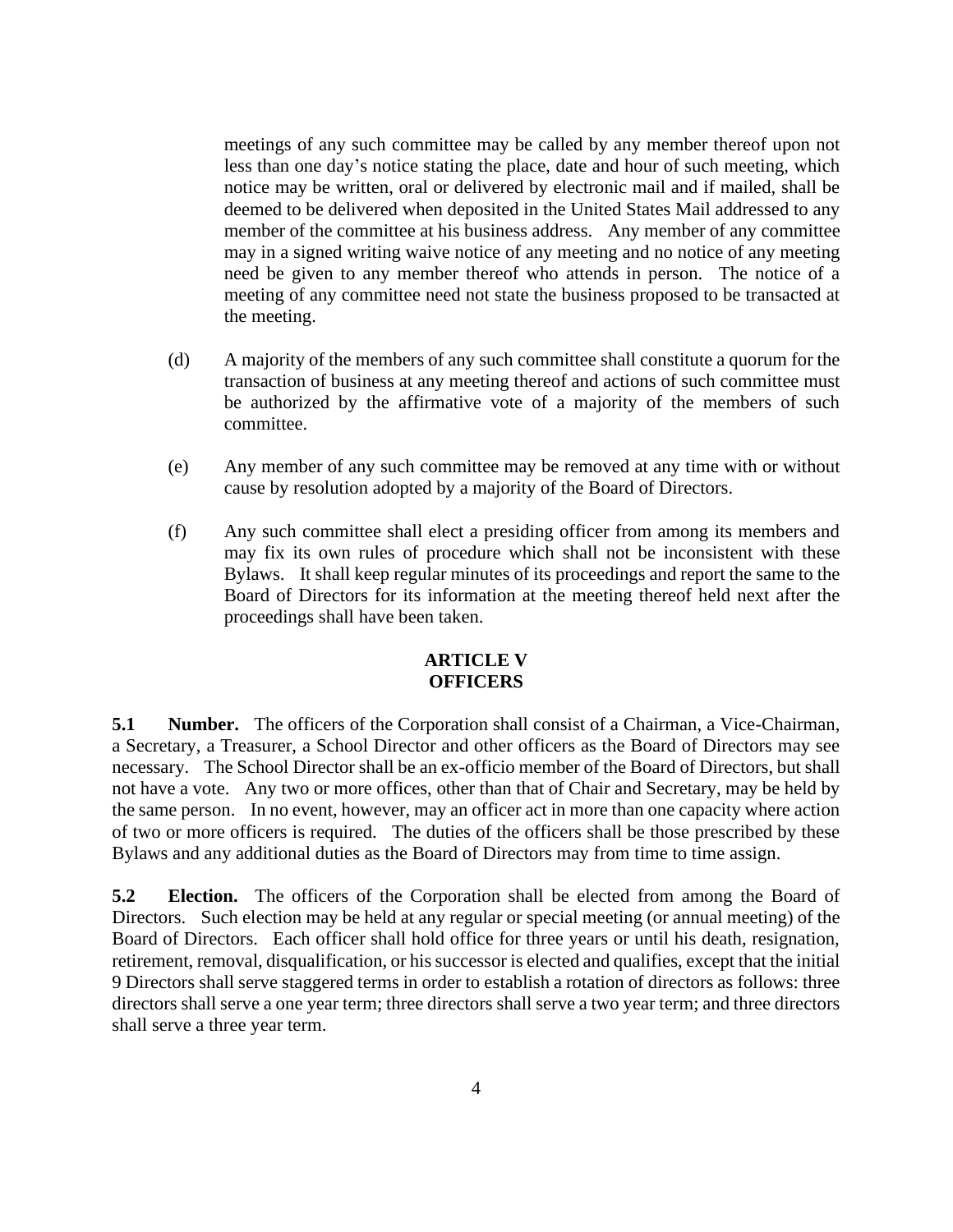meetings of any such committee may be called by any member thereof upon not less than one day's notice stating the place, date and hour of such meeting, which notice may be written, oral or delivered by electronic mail and if mailed, shall be deemed to be delivered when deposited in the United States Mail addressed to any member of the committee at his business address. Any member of any committee may in a signed writing waive notice of any meeting and no notice of any meeting need be given to any member thereof who attends in person. The notice of a meeting of any committee need not state the business proposed to be transacted at the meeting.

(d) A majority of the members of any such committee shall constitute a quorum for the transaction of business at any meeting thereof and actions of such committee must be authorized by the affirmative vote of a majority of the members of such committee.

(e) Any member of any such committee may be removed at any time with or without cause by resolution adopted by a majority of the Board of Directors.

(f) Any such committee shall elect a presiding officer from among its members and may fix its own rules of procedure which shall not be inconsistent with these Bylaws. It shall keep regular minutes of its proceedings and report the same to the Board of Directors for its information at the meeting thereof held next after the proceedings shall have been taken.

## ARTICLE V
## OFFICERS

**5.1 Number.** The officers of the Corporation shall consist of a Chairman, a Vice-Chairman, a Secretary, a Treasurer, a School Director and other officers as the Board of Directors may see necessary. The School Director shall be an ex-officio member of the Board of Directors, but shall not have a vote. Any two or more offices, other than that of Chair and Secretary, may be held by the same person. In no event, however, may an officer act in more than one capacity where action of two or more officers is required. The duties of the officers shall be those prescribed by these Bylaws and any additional duties as the Board of Directors may from time to time assign.

**5.2 Election.** The officers of the Corporation shall be elected from among the Board of Directors. Such election may be held at any regular or special meeting (or annual meeting) of the Board of Directors. Each officer shall hold office for three years or until his death, resignation, retirement, removal, disqualification, or his successor is elected and qualifies, except that the initial 9 Directors shall serve staggered terms in order to establish a rotation of directors as follows: three directors shall serve a one year term; three directors shall serve a two year term; and three directors shall serve a three year term.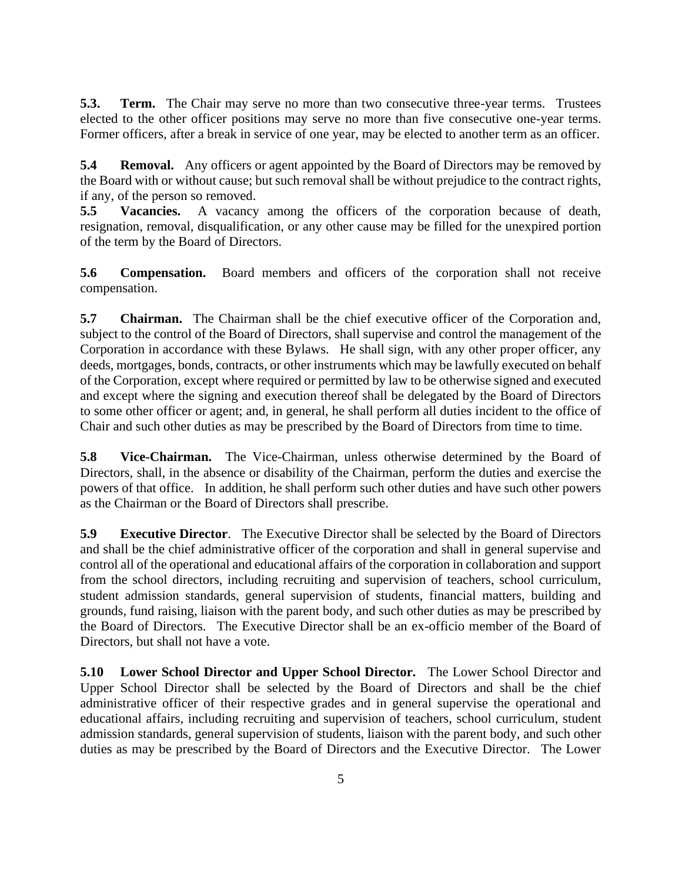**5.3. Term.** The Chair may serve no more than two consecutive three-year terms. Trustees elected to the other officer positions may serve no more than five consecutive one-year terms. Former officers, after a break in service of one year, may be elected to another term as an officer.

**5.4 Removal.** Any officers or agent appointed by the Board of Directors may be removed by the Board with or without cause; but such removal shall be without prejudice to the contract rights, if any, of the person so removed.

**5.5 Vacancies.** A vacancy among the officers of the corporation because of death, resignation, removal, disqualification, or any other cause may be filled for the unexpired portion of the term by the Board of Directors.

**5.6 Compensation.** Board members and officers of the corporation shall not receive compensation.

**5.7 Chairman.** The Chairman shall be the chief executive officer of the Corporation and, subject to the control of the Board of Directors, shall supervise and control the management of the Corporation in accordance with these Bylaws. He shall sign, with any other proper officer, any deeds, mortgages, bonds, contracts, or other instruments which may be lawfully executed on behalf of the Corporation, except where required or permitted by law to be otherwise signed and executed and except where the signing and execution thereof shall be delegated by the Board of Directors to some other officer or agent; and, in general, he shall perform all duties incident to the office of Chair and such other duties as may be prescribed by the Board of Directors from time to time.

**5.8 Vice-Chairman.** The Vice-Chairman, unless otherwise determined by the Board of Directors, shall, in the absence or disability of the Chairman, perform the duties and exercise the powers of that office. In addition, he shall perform such other duties and have such other powers as the Chairman or the Board of Directors shall prescribe.

**5.9 Executive Director**. The Executive Director shall be selected by the Board of Directors and shall be the chief administrative officer of the corporation and shall in general supervise and control all of the operational and educational affairs of the corporation in collaboration and support from the school directors, including recruiting and supervision of teachers, school curriculum, student admission standards, general supervision of students, financial matters, building and grounds, fund raising, liaison with the parent body, and such other duties as may be prescribed by the Board of Directors. The Executive Director shall be an ex-officio member of the Board of Directors, but shall not have a vote.

**5.10 Lower School Director and Upper School Director.** The Lower School Director and Upper School Director shall be selected by the Board of Directors and shall be the chief administrative officer of their respective grades and in general supervise the operational and educational affairs, including recruiting and supervision of teachers, school curriculum, student admission standards, general supervision of students, liaison with the parent body, and such other duties as may be prescribed by the Board of Directors and the Executive Director. The Lower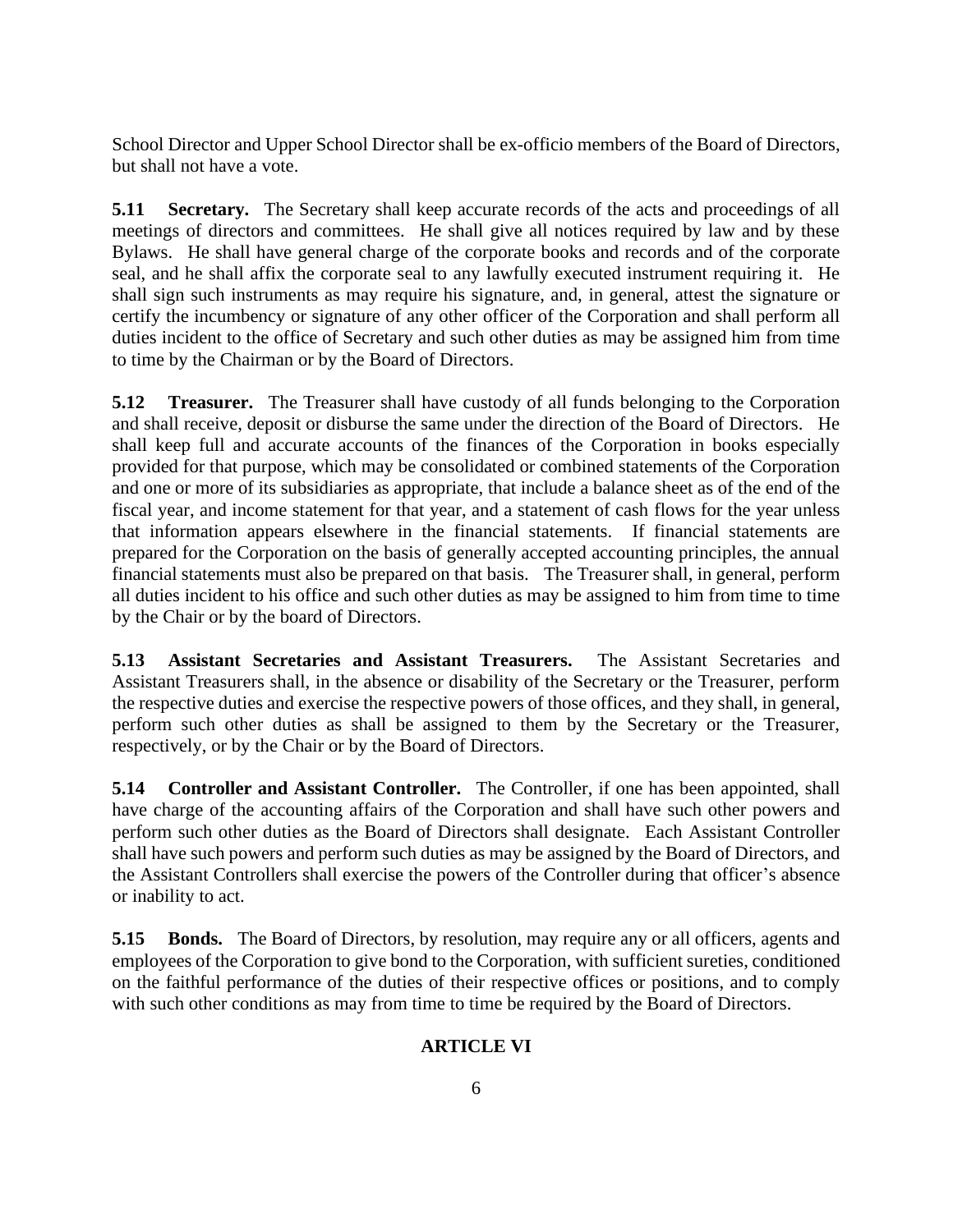School Director and Upper School Director shall be ex-officio members of the Board of Directors, but shall not have a vote.

**5.11 Secretary.** The Secretary shall keep accurate records of the acts and proceedings of all meetings of directors and committees. He shall give all notices required by law and by these Bylaws. He shall have general charge of the corporate books and records and of the corporate seal, and he shall affix the corporate seal to any lawfully executed instrument requiring it. He shall sign such instruments as may require his signature, and, in general, attest the signature or certify the incumbency or signature of any other officer of the Corporation and shall perform all duties incident to the office of Secretary and such other duties as may be assigned him from time to time by the Chairman or by the Board of Directors.

**5.12 Treasurer.** The Treasurer shall have custody of all funds belonging to the Corporation and shall receive, deposit or disburse the same under the direction of the Board of Directors. He shall keep full and accurate accounts of the finances of the Corporation in books especially provided for that purpose, which may be consolidated or combined statements of the Corporation and one or more of its subsidiaries as appropriate, that include a balance sheet as of the end of the fiscal year, and income statement for that year, and a statement of cash flows for the year unless that information appears elsewhere in the financial statements. If financial statements are prepared for the Corporation on the basis of generally accepted accounting principles, the annual financial statements must also be prepared on that basis. The Treasurer shall, in general, perform all duties incident to his office and such other duties as may be assigned to him from time to time by the Chair or by the board of Directors.

**5.13 Assistant Secretaries and Assistant Treasurers.** The Assistant Secretaries and Assistant Treasurers shall, in the absence or disability of the Secretary or the Treasurer, perform the respective duties and exercise the respective powers of those offices, and they shall, in general, perform such other duties as shall be assigned to them by the Secretary or the Treasurer, respectively, or by the Chair or by the Board of Directors.

**5.14 Controller and Assistant Controller.** The Controller, if one has been appointed, shall have charge of the accounting affairs of the Corporation and shall have such other powers and perform such other duties as the Board of Directors shall designate. Each Assistant Controller shall have such powers and perform such duties as may be assigned by the Board of Directors, and the Assistant Controllers shall exercise the powers of the Controller during that officer's absence or inability to act.

**5.15 Bonds.** The Board of Directors, by resolution, may require any or all officers, agents and employees of the Corporation to give bond to the Corporation, with sufficient sureties, conditioned on the faithful performance of the duties of their respective offices or positions, and to comply with such other conditions as may from time to time be required by the Board of Directors.

## ARTICLE VI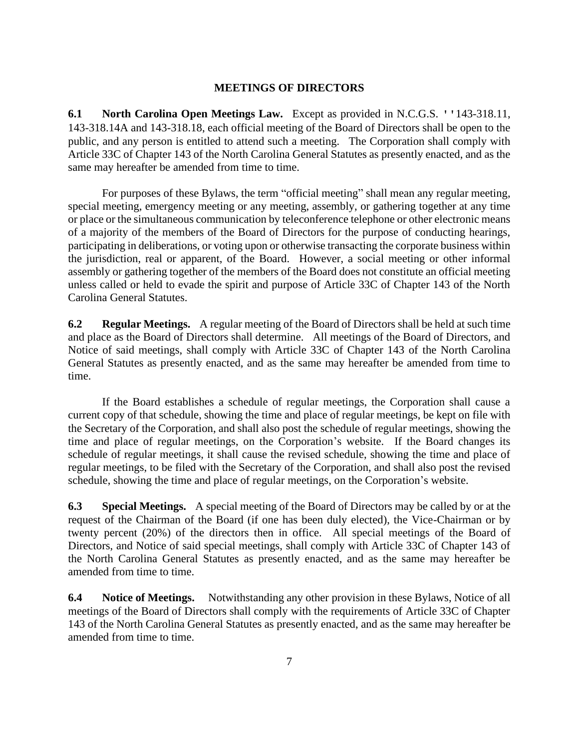## MEETINGS OF DIRECTORS

**6.1 North Carolina Open Meetings Law.** Except as provided in N.C.G.S. ''143-318.11, 143-318.14A and 143-318.18, each official meeting of the Board of Directors shall be open to the public, and any person is entitled to attend such a meeting. The Corporation shall comply with Article 33C of Chapter 143 of the North Carolina General Statutes as presently enacted, and as the same may hereafter be amended from time to time.

For purposes of these Bylaws, the term "official meeting" shall mean any regular meeting, special meeting, emergency meeting or any meeting, assembly, or gathering together at any time or place or the simultaneous communication by teleconference telephone or other electronic means of a majority of the members of the Board of Directors for the purpose of conducting hearings, participating in deliberations, or voting upon or otherwise transacting the corporate business within the jurisdiction, real or apparent, of the Board. However, a social meeting or other informal assembly or gathering together of the members of the Board does not constitute an official meeting unless called or held to evade the spirit and purpose of Article 33C of Chapter 143 of the North Carolina General Statutes.

**6.2 Regular Meetings.** A regular meeting of the Board of Directors shall be held at such time and place as the Board of Directors shall determine. All meetings of the Board of Directors, and Notice of said meetings, shall comply with Article 33C of Chapter 143 of the North Carolina General Statutes as presently enacted, and as the same may hereafter be amended from time to time.

If the Board establishes a schedule of regular meetings, the Corporation shall cause a current copy of that schedule, showing the time and place of regular meetings, be kept on file with the Secretary of the Corporation, and shall also post the schedule of regular meetings, showing the time and place of regular meetings, on the Corporation's website. If the Board changes its schedule of regular meetings, it shall cause the revised schedule, showing the time and place of regular meetings, to be filed with the Secretary of the Corporation, and shall also post the revised schedule, showing the time and place of regular meetings, on the Corporation's website.

**6.3 Special Meetings.** A special meeting of the Board of Directors may be called by or at the request of the Chairman of the Board (if one has been duly elected), the Vice-Chairman or by twenty percent (20%) of the directors then in office. All special meetings of the Board of Directors, and Notice of said special meetings, shall comply with Article 33C of Chapter 143 of the North Carolina General Statutes as presently enacted, and as the same may hereafter be amended from time to time.

**6.4 Notice of Meetings.** Notwithstanding any other provision in these Bylaws, Notice of all meetings of the Board of Directors shall comply with the requirements of Article 33C of Chapter 143 of the North Carolina General Statutes as presently enacted, and as the same may hereafter be amended from time to time.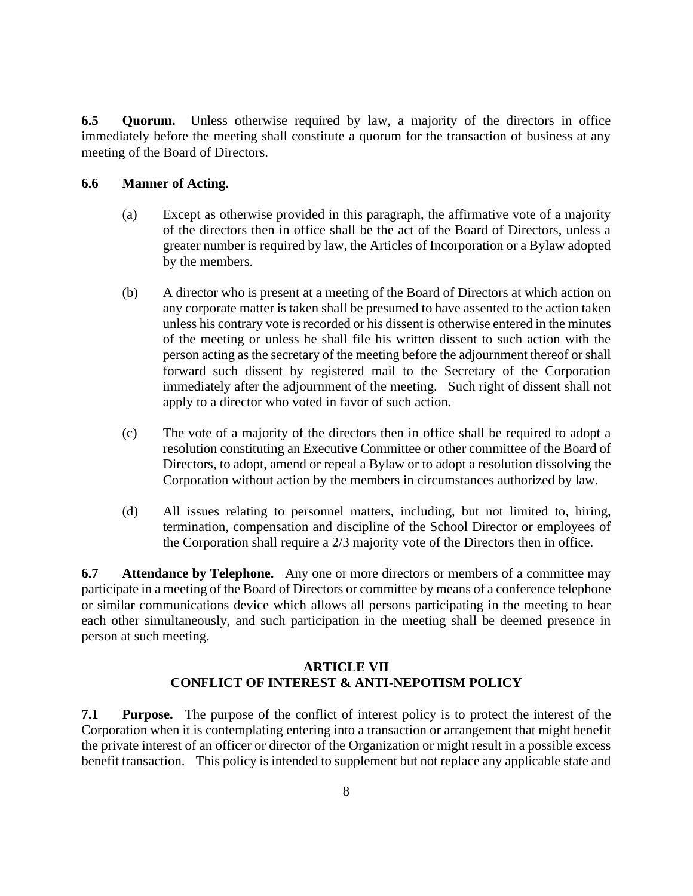**6.5 Quorum.** Unless otherwise required by law, a majority of the directors in office immediately before the meeting shall constitute a quorum for the transaction of business at any meeting of the Board of Directors.

**6.6 Manner of Acting.**

(a) Except as otherwise provided in this paragraph, the affirmative vote of a majority of the directors then in office shall be the act of the Board of Directors, unless a greater number is required by law, the Articles of Incorporation or a Bylaw adopted by the members.

(b) A director who is present at a meeting of the Board of Directors at which action on any corporate matter is taken shall be presumed to have assented to the action taken unless his contrary vote is recorded or his dissent is otherwise entered in the minutes of the meeting or unless he shall file his written dissent to such action with the person acting as the secretary of the meeting before the adjournment thereof or shall forward such dissent by registered mail to the Secretary of the Corporation immediately after the adjournment of the meeting. Such right of dissent shall not apply to a director who voted in favor of such action.

(c) The vote of a majority of the directors then in office shall be required to adopt a resolution constituting an Executive Committee or other committee of the Board of Directors, to adopt, amend or repeal a Bylaw or to adopt a resolution dissolving the Corporation without action by the members in circumstances authorized by law.

(d) All issues relating to personnel matters, including, but not limited to, hiring, termination, compensation and discipline of the School Director or employees of the Corporation shall require a 2/3 majority vote of the Directors then in office.

**6.7 Attendance by Telephone.** Any one or more directors or members of a committee may participate in a meeting of the Board of Directors or committee by means of a conference telephone or similar communications device which allows all persons participating in the meeting to hear each other simultaneously, and such participation in the meeting shall be deemed presence in person at such meeting.

## ARTICLE VII
## CONFLICT OF INTEREST & ANTI-NEPOTISM POLICY

**7.1 Purpose.** The purpose of the conflict of interest policy is to protect the interest of the Corporation when it is contemplating entering into a transaction or arrangement that might benefit the private interest of an officer or director of the Organization or might result in a possible excess benefit transaction. This policy is intended to supplement but not replace any applicable state and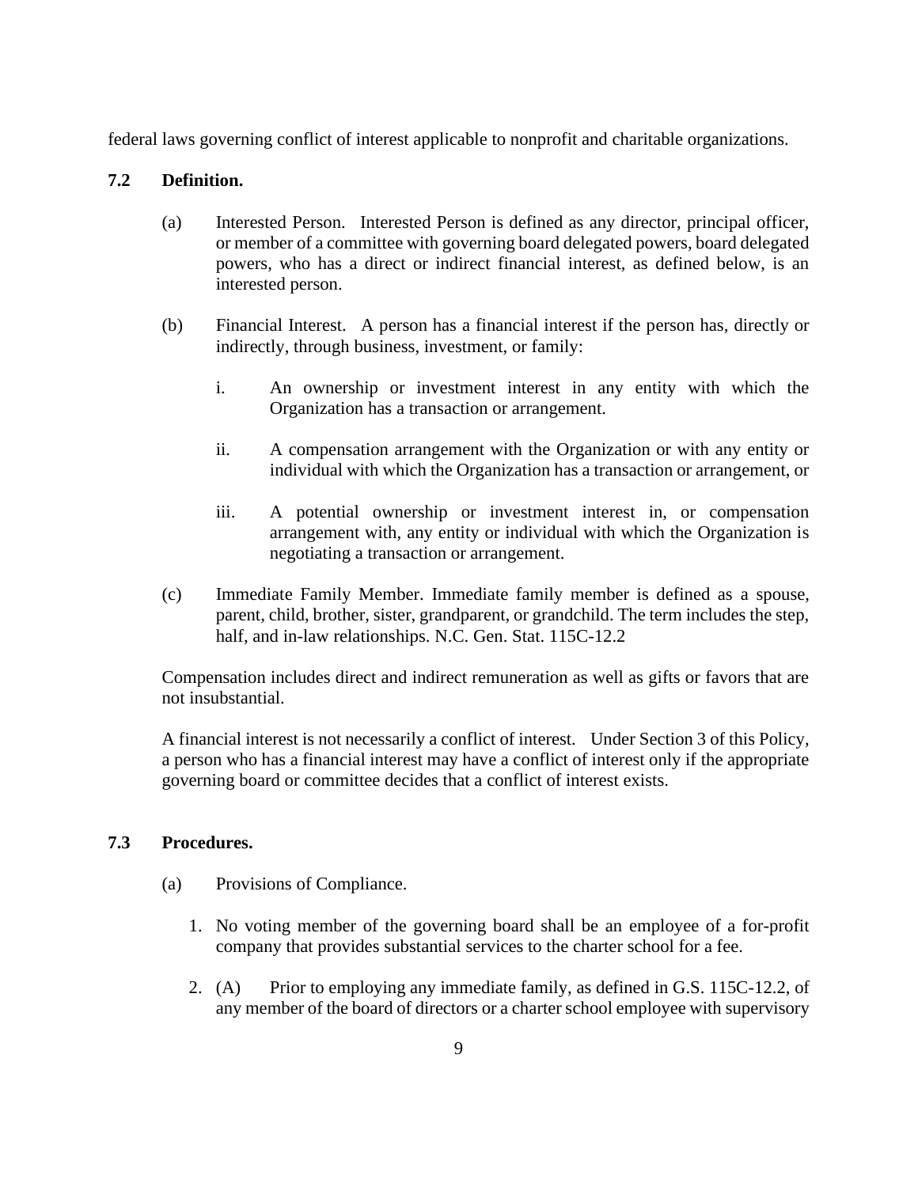federal laws governing conflict of interest applicable to nonprofit and charitable organizations.

### 7.2 Definition.

(a) Interested Person. Interested Person is defined as any director, principal officer, or member of a committee with governing board delegated powers, board delegated powers, who has a direct or indirect financial interest, as defined below, is an interested person.

(b) Financial Interest. A person has a financial interest if the person has, directly or indirectly, through business, investment, or family:

i. An ownership or investment interest in any entity with which the Organization has a transaction or arrangement.

ii. A compensation arrangement with the Organization or with any entity or individual with which the Organization has a transaction or arrangement, or

iii. A potential ownership or investment interest in, or compensation arrangement with, any entity or individual with which the Organization is negotiating a transaction or arrangement.

(c) Immediate Family Member. Immediate family member is defined as a spouse, parent, child, brother, sister, grandparent, or grandchild. The term includes the step, half, and in-law relationships. N.C. Gen. Stat. 115C-12.2

Compensation includes direct and indirect remuneration as well as gifts or favors that are not insubstantial.

A financial interest is not necessarily a conflict of interest. Under Section 3 of this Policy, a person who has a financial interest may have a conflict of interest only if the appropriate governing board or committee decides that a conflict of interest exists.

### 7.3 Procedures.

(a) Provisions of Compliance.

1. No voting member of the governing board shall be an employee of a for-profit company that provides substantial services to the charter school for a fee.

2. (A) Prior to employing any immediate family, as defined in G.S. 115C-12.2, of any member of the board of directors or a charter school employee with supervisory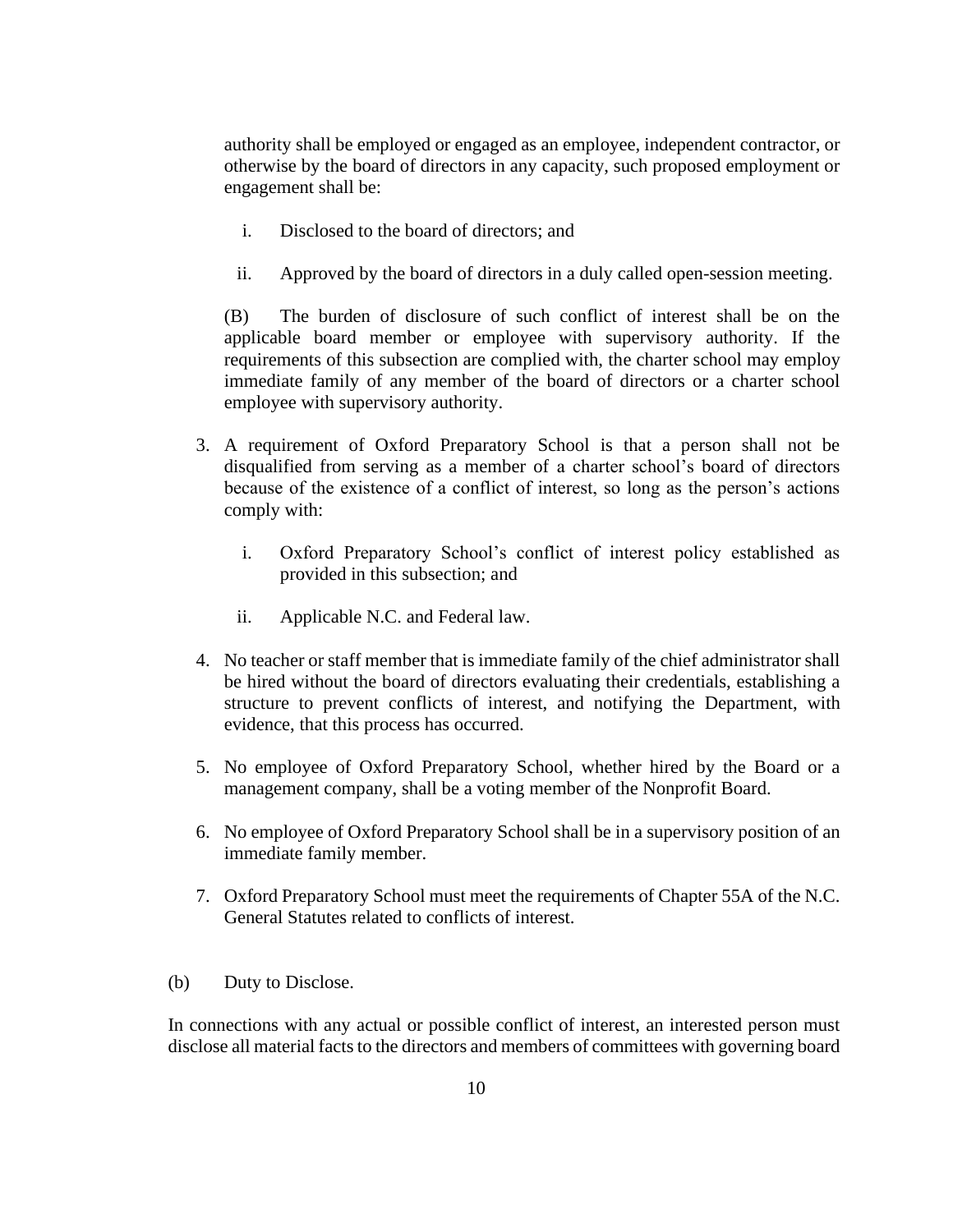authority shall be employed or engaged as an employee, independent contractor, or otherwise by the board of directors in any capacity, such proposed employment or engagement shall be:

i. Disclosed to the board of directors; and

ii. Approved by the board of directors in a duly called open-session meeting.

(B) The burden of disclosure of such conflict of interest shall be on the applicable board member or employee with supervisory authority. If the requirements of this subsection are complied with, the charter school may employ immediate family of any member of the board of directors or a charter school employee with supervisory authority.

3. A requirement of Oxford Preparatory School is that a person shall not be disqualified from serving as a member of a charter school's board of directors because of the existence of a conflict of interest, so long as the person's actions comply with:

   i. Oxford Preparatory School's conflict of interest policy established as provided in this subsection; and

   ii. Applicable N.C. and Federal law.

4. No teacher or staff member that is immediate family of the chief administrator shall be hired without the board of directors evaluating their credentials, establishing a structure to prevent conflicts of interest, and notifying the Department, with evidence, that this process has occurred.

5. No employee of Oxford Preparatory School, whether hired by the Board or a management company, shall be a voting member of the Nonprofit Board.

6. No employee of Oxford Preparatory School shall be in a supervisory position of an immediate family member.

7. Oxford Preparatory School must meet the requirements of Chapter 55A of the N.C. General Statutes related to conflicts of interest.

(b) Duty to Disclose.

In connections with any actual or possible conflict of interest, an interested person must disclose all material facts to the directors and members of committees with governing board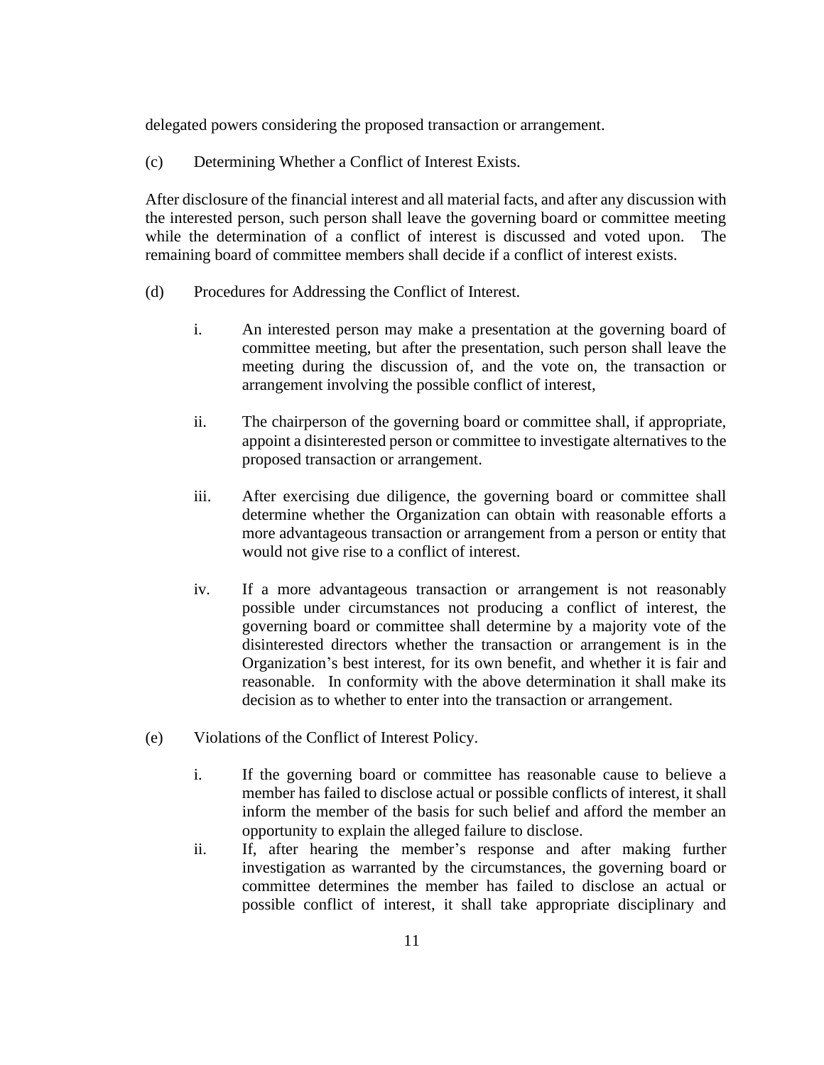delegated powers considering the proposed transaction or arrangement.

(c) Determining Whether a Conflict of Interest Exists.

After disclosure of the financial interest and all material facts, and after any discussion with the interested person, such person shall leave the governing board or committee meeting while the determination of a conflict of interest is discussed and voted upon. The remaining board of committee members shall decide if a conflict of interest exists.

(d) Procedures for Addressing the Conflict of Interest.

i. An interested person may make a presentation at the governing board of committee meeting, but after the presentation, such person shall leave the meeting during the discussion of, and the vote on, the transaction or arrangement involving the possible conflict of interest,

ii. The chairperson of the governing board or committee shall, if appropriate, appoint a disinterested person or committee to investigate alternatives to the proposed transaction or arrangement.

iii. After exercising due diligence, the governing board or committee shall determine whether the Organization can obtain with reasonable efforts a more advantageous transaction or arrangement from a person or entity that would not give rise to a conflict of interest.

iv. If a more advantageous transaction or arrangement is not reasonably possible under circumstances not producing a conflict of interest, the governing board or committee shall determine by a majority vote of the disinterested directors whether the transaction or arrangement is in the Organization's best interest, for its own benefit, and whether it is fair and reasonable. In conformity with the above determination it shall make its decision as to whether to enter into the transaction or arrangement.

(e) Violations of the Conflict of Interest Policy.

i. If the governing board or committee has reasonable cause to believe a member has failed to disclose actual or possible conflicts of interest, it shall inform the member of the basis for such belief and afford the member an opportunity to explain the alleged failure to disclose.

ii. If, after hearing the member's response and after making further investigation as warranted by the circumstances, the governing board or committee determines the member has failed to disclose an actual or possible conflict of interest, it shall take appropriate disciplinary and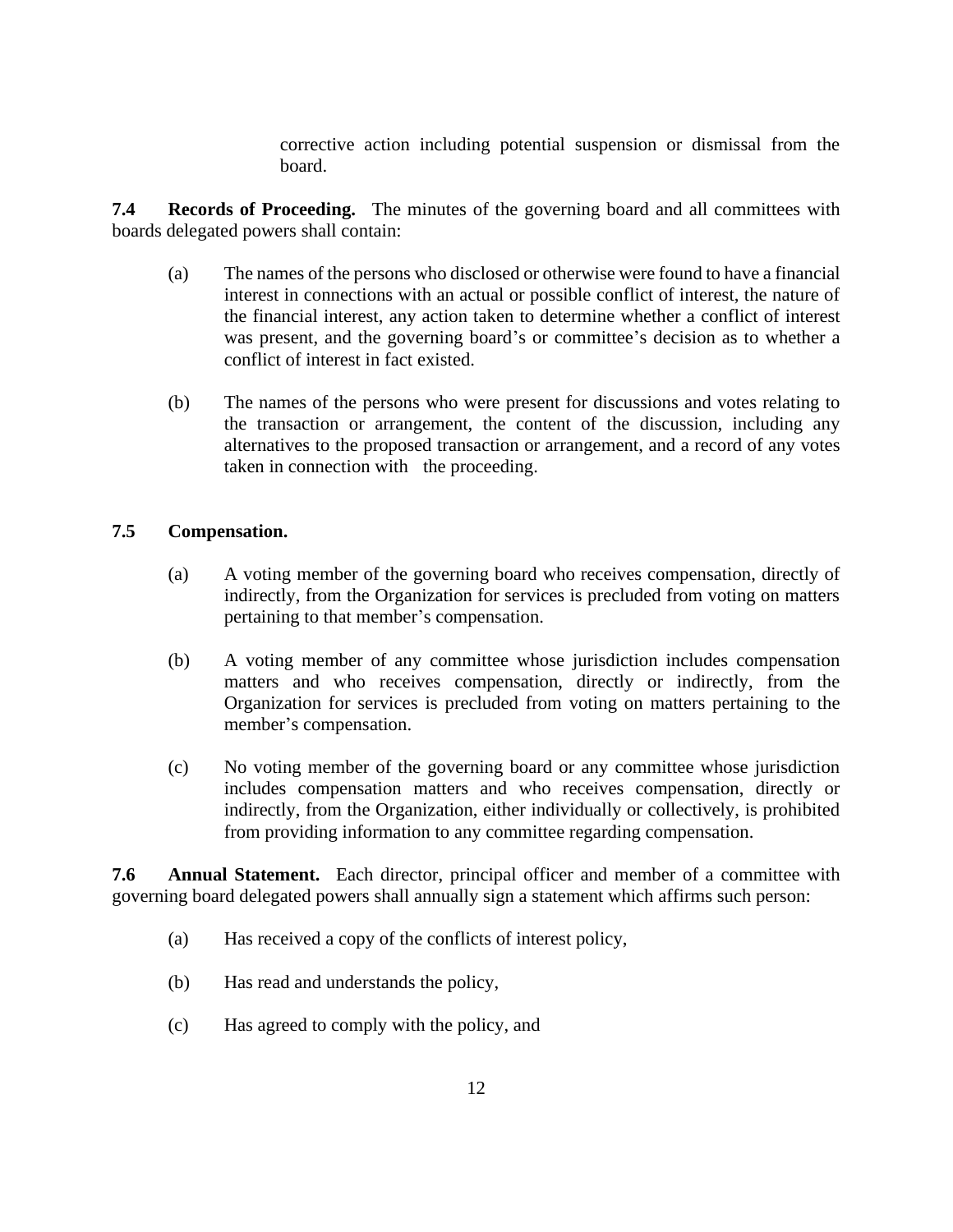corrective action including potential suspension or dismissal from the board.

**7.4 Records of Proceeding.** The minutes of the governing board and all committees with boards delegated powers shall contain:

(a) The names of the persons who disclosed or otherwise were found to have a financial interest in connections with an actual or possible conflict of interest, the nature of the financial interest, any action taken to determine whether a conflict of interest was present, and the governing board's or committee's decision as to whether a conflict of interest in fact existed.

(b) The names of the persons who were present for discussions and votes relating to the transaction or arrangement, the content of the discussion, including any alternatives to the proposed transaction or arrangement, and a record of any votes taken in connection with the proceeding.

**7.5 Compensation.**

(a) A voting member of the governing board who receives compensation, directly of indirectly, from the Organization for services is precluded from voting on matters pertaining to that member's compensation.

(b) A voting member of any committee whose jurisdiction includes compensation matters and who receives compensation, directly or indirectly, from the Organization for services is precluded from voting on matters pertaining to the member's compensation.

(c) No voting member of the governing board or any committee whose jurisdiction includes compensation matters and who receives compensation, directly or indirectly, from the Organization, either individually or collectively, is prohibited from providing information to any committee regarding compensation.

**7.6 Annual Statement.** Each director, principal officer and member of a committee with governing board delegated powers shall annually sign a statement which affirms such person:

(a) Has received a copy of the conflicts of interest policy,

(b) Has read and understands the policy,

(c) Has agreed to comply with the policy, and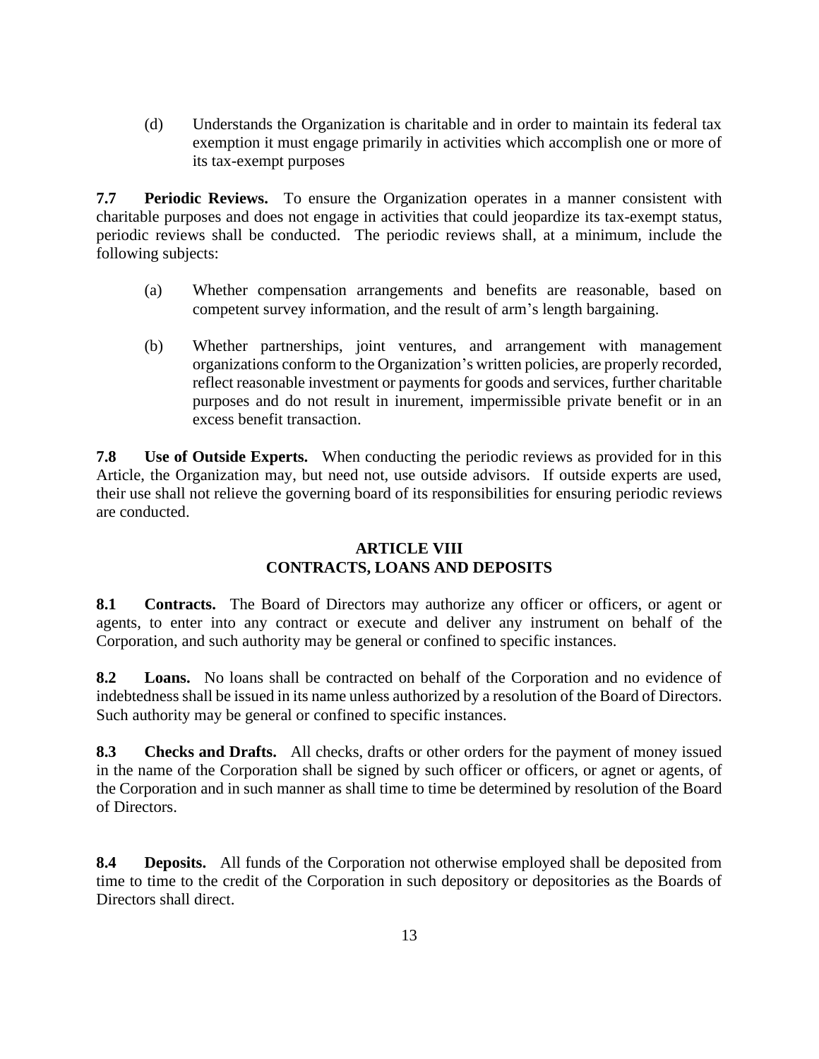(d) Understands the Organization is charitable and in order to maintain its federal tax exemption it must engage primarily in activities which accomplish one or more of its tax-exempt purposes

**7.7 Periodic Reviews.** To ensure the Organization operates in a manner consistent with charitable purposes and does not engage in activities that could jeopardize its tax-exempt status, periodic reviews shall be conducted. The periodic reviews shall, at a minimum, include the following subjects:

(a) Whether compensation arrangements and benefits are reasonable, based on competent survey information, and the result of arm's length bargaining.

(b) Whether partnerships, joint ventures, and arrangement with management organizations conform to the Organization's written policies, are properly recorded, reflect reasonable investment or payments for goods and services, further charitable purposes and do not result in inurement, impermissible private benefit or in an excess benefit transaction.

**7.8 Use of Outside Experts.** When conducting the periodic reviews as provided for in this Article, the Organization may, but need not, use outside advisors. If outside experts are used, their use shall not relieve the governing board of its responsibilities for ensuring periodic reviews are conducted.

## ARTICLE VIII
## CONTRACTS, LOANS AND DEPOSITS

**8.1 Contracts.** The Board of Directors may authorize any officer or officers, or agent or agents, to enter into any contract or execute and deliver any instrument on behalf of the Corporation, and such authority may be general or confined to specific instances.

**8.2 Loans.** No loans shall be contracted on behalf of the Corporation and no evidence of indebtedness shall be issued in its name unless authorized by a resolution of the Board of Directors. Such authority may be general or confined to specific instances.

**8.3 Checks and Drafts.** All checks, drafts or other orders for the payment of money issued in the name of the Corporation shall be signed by such officer or officers, or agnet or agents, of the Corporation and in such manner as shall time to time be determined by resolution of the Board of Directors.

**8.4 Deposits.** All funds of the Corporation not otherwise employed shall be deposited from time to time to the credit of the Corporation in such depository or depositories as the Boards of Directors shall direct.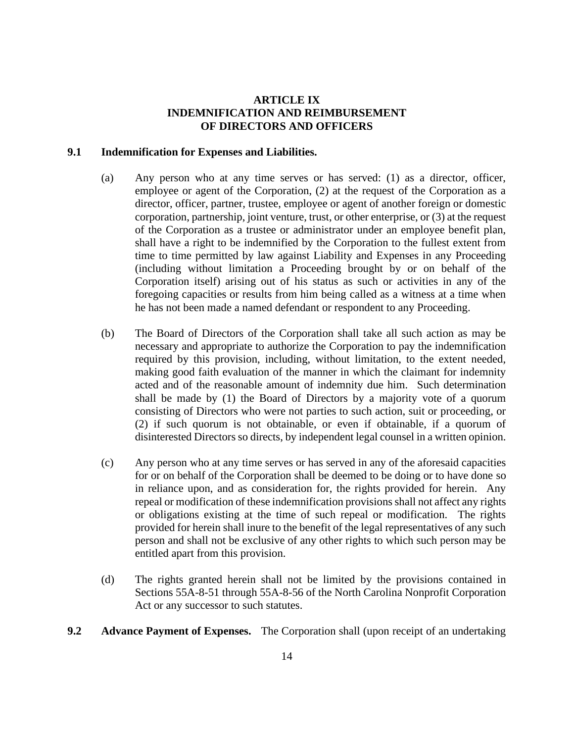## ARTICLE IX
## INDEMNIFICATION AND REIMBURSEMENT OF DIRECTORS AND OFFICERS

### 9.1 Indemnification for Expenses and Liabilities.

(a) Any person who at any time serves or has served: (1) as a director, officer, employee or agent of the Corporation, (2) at the request of the Corporation as a director, officer, partner, trustee, employee or agent of another foreign or domestic corporation, partnership, joint venture, trust, or other enterprise, or (3) at the request of the Corporation as a trustee or administrator under an employee benefit plan, shall have a right to be indemnified by the Corporation to the fullest extent from time to time permitted by law against Liability and Expenses in any Proceeding (including without limitation a Proceeding brought by or on behalf of the Corporation itself) arising out of his status as such or activities in any of the foregoing capacities or results from him being called as a witness at a time when he has not been made a named defendant or respondent to any Proceeding.

(b) The Board of Directors of the Corporation shall take all such action as may be necessary and appropriate to authorize the Corporation to pay the indemnification required by this provision, including, without limitation, to the extent needed, making good faith evaluation of the manner in which the claimant for indemnity acted and of the reasonable amount of indemnity due him. Such determination shall be made by (1) the Board of Directors by a majority vote of a quorum consisting of Directors who were not parties to such action, suit or proceeding, or (2) if such quorum is not obtainable, or even if obtainable, if a quorum of disinterested Directors so directs, by independent legal counsel in a written opinion.

(c) Any person who at any time serves or has served in any of the aforesaid capacities for or on behalf of the Corporation shall be deemed to be doing or to have done so in reliance upon, and as consideration for, the rights provided for herein. Any repeal or modification of these indemnification provisions shall not affect any rights or obligations existing at the time of such repeal or modification. The rights provided for herein shall inure to the benefit of the legal representatives of any such person and shall not be exclusive of any other rights to which such person may be entitled apart from this provision.

(d) The rights granted herein shall not be limited by the provisions contained in Sections 55A-8-51 through 55A-8-56 of the North Carolina Nonprofit Corporation Act or any successor to such statutes.

**9.2 Advance Payment of Expenses.** The Corporation shall (upon receipt of an undertaking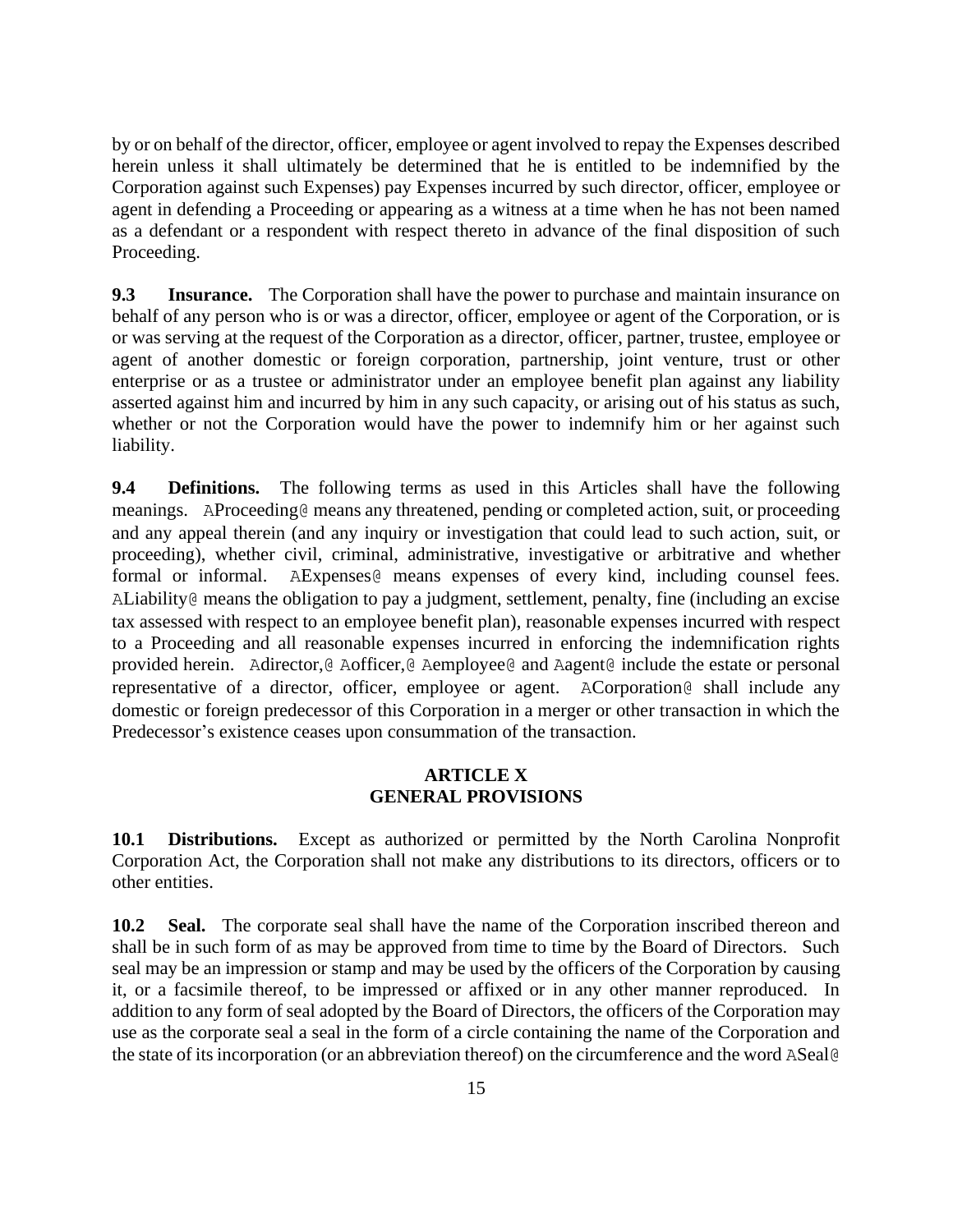by or on behalf of the director, officer, employee or agent involved to repay the Expenses described herein unless it shall ultimately be determined that he is entitled to be indemnified by the Corporation against such Expenses) pay Expenses incurred by such director, officer, employee or agent in defending a Proceeding or appearing as a witness at a time when he has not been named as a defendant or a respondent with respect thereto in advance of the final disposition of such Proceeding.

**9.3 Insurance.** The Corporation shall have the power to purchase and maintain insurance on behalf of any person who is or was a director, officer, employee or agent of the Corporation, or is or was serving at the request of the Corporation as a director, officer, partner, trustee, employee or agent of another domestic or foreign corporation, partnership, joint venture, trust or other enterprise or as a trustee or administrator under an employee benefit plan against any liability asserted against him and incurred by him in any such capacity, or arising out of his status as such, whether or not the Corporation would have the power to indemnify him or her against such liability.

**9.4 Definitions.** The following terms as used in this Articles shall have the following meanings. AProceeding@ means any threatened, pending or completed action, suit, or proceeding and any appeal therein (and any inquiry or investigation that could lead to such action, suit, or proceeding), whether civil, criminal, administrative, investigative or arbitrative and whether formal or informal. AExpenses@ means expenses of every kind, including counsel fees. ALiability@ means the obligation to pay a judgment, settlement, penalty, fine (including an excise tax assessed with respect to an employee benefit plan), reasonable expenses incurred with respect to a Proceeding and all reasonable expenses incurred in enforcing the indemnification rights provided herein. Adirector,@ Aofficer,@ Aemployee@ and Aagent@ include the estate or personal representative of a director, officer, employee or agent. ACorporation@ shall include any domestic or foreign predecessor of this Corporation in a merger or other transaction in which the Predecessor's existence ceases upon consummation of the transaction.

## ARTICLE X
## GENERAL PROVISIONS

**10.1 Distributions.** Except as authorized or permitted by the North Carolina Nonprofit Corporation Act, the Corporation shall not make any distributions to its directors, officers or to other entities.

**10.2 Seal.** The corporate seal shall have the name of the Corporation inscribed thereon and shall be in such form of as may be approved from time to time by the Board of Directors. Such seal may be an impression or stamp and may be used by the officers of the Corporation by causing it, or a facsimile thereof, to be impressed or affixed or in any other manner reproduced. In addition to any form of seal adopted by the Board of Directors, the officers of the Corporation may use as the corporate seal a seal in the form of a circle containing the name of the Corporation and the state of its incorporation (or an abbreviation thereof) on the circumference and the word ASeal@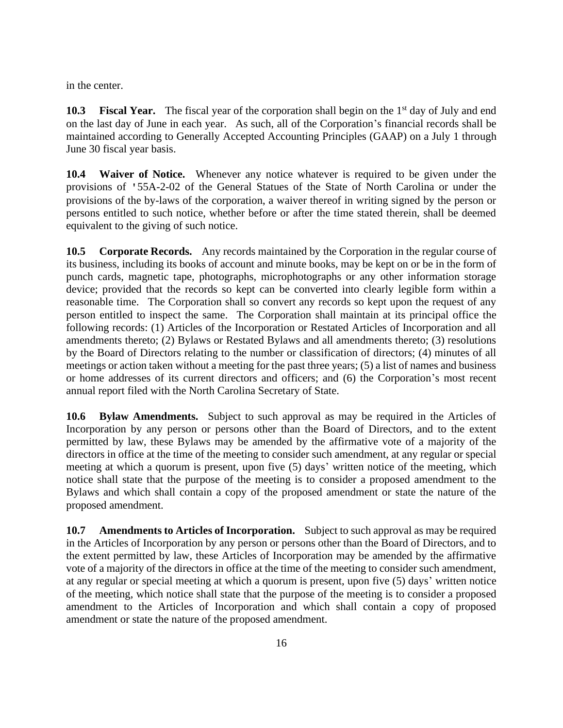in the center.

**10.3 Fiscal Year.** The fiscal year of the corporation shall begin on the 1st day of July and end on the last day of June in each year. As such, all of the Corporation's financial records shall be maintained according to Generally Accepted Accounting Principles (GAAP) on a July 1 through June 30 fiscal year basis.

**10.4 Waiver of Notice.** Whenever any notice whatever is required to be given under the provisions of '55A-2-02 of the General Statues of the State of North Carolina or under the provisions of the by-laws of the corporation, a waiver thereof in writing signed by the person or persons entitled to such notice, whether before or after the time stated therein, shall be deemed equivalent to the giving of such notice.

**10.5 Corporate Records.** Any records maintained by the Corporation in the regular course of its business, including its books of account and minute books, may be kept on or be in the form of punch cards, magnetic tape, photographs, microphotographs or any other information storage device; provided that the records so kept can be converted into clearly legible form within a reasonable time. The Corporation shall so convert any records so kept upon the request of any person entitled to inspect the same. The Corporation shall maintain at its principal office the following records: (1) Articles of the Incorporation or Restated Articles of Incorporation and all amendments thereto; (2) Bylaws or Restated Bylaws and all amendments thereto; (3) resolutions by the Board of Directors relating to the number or classification of directors; (4) minutes of all meetings or action taken without a meeting for the past three years; (5) a list of names and business or home addresses of its current directors and officers; and (6) the Corporation's most recent annual report filed with the North Carolina Secretary of State.

**10.6 Bylaw Amendments.** Subject to such approval as may be required in the Articles of Incorporation by any person or persons other than the Board of Directors, and to the extent permitted by law, these Bylaws may be amended by the affirmative vote of a majority of the directors in office at the time of the meeting to consider such amendment, at any regular or special meeting at which a quorum is present, upon five (5) days' written notice of the meeting, which notice shall state that the purpose of the meeting is to consider a proposed amendment to the Bylaws and which shall contain a copy of the proposed amendment or state the nature of the proposed amendment.

**10.7 Amendments to Articles of Incorporation.** Subject to such approval as may be required in the Articles of Incorporation by any person or persons other than the Board of Directors, and to the extent permitted by law, these Articles of Incorporation may be amended by the affirmative vote of a majority of the directors in office at the time of the meeting to consider such amendment, at any regular or special meeting at which a quorum is present, upon five (5) days' written notice of the meeting, which notice shall state that the purpose of the meeting is to consider a proposed amendment to the Articles of Incorporation and which shall contain a copy of proposed amendment or state the nature of the proposed amendment.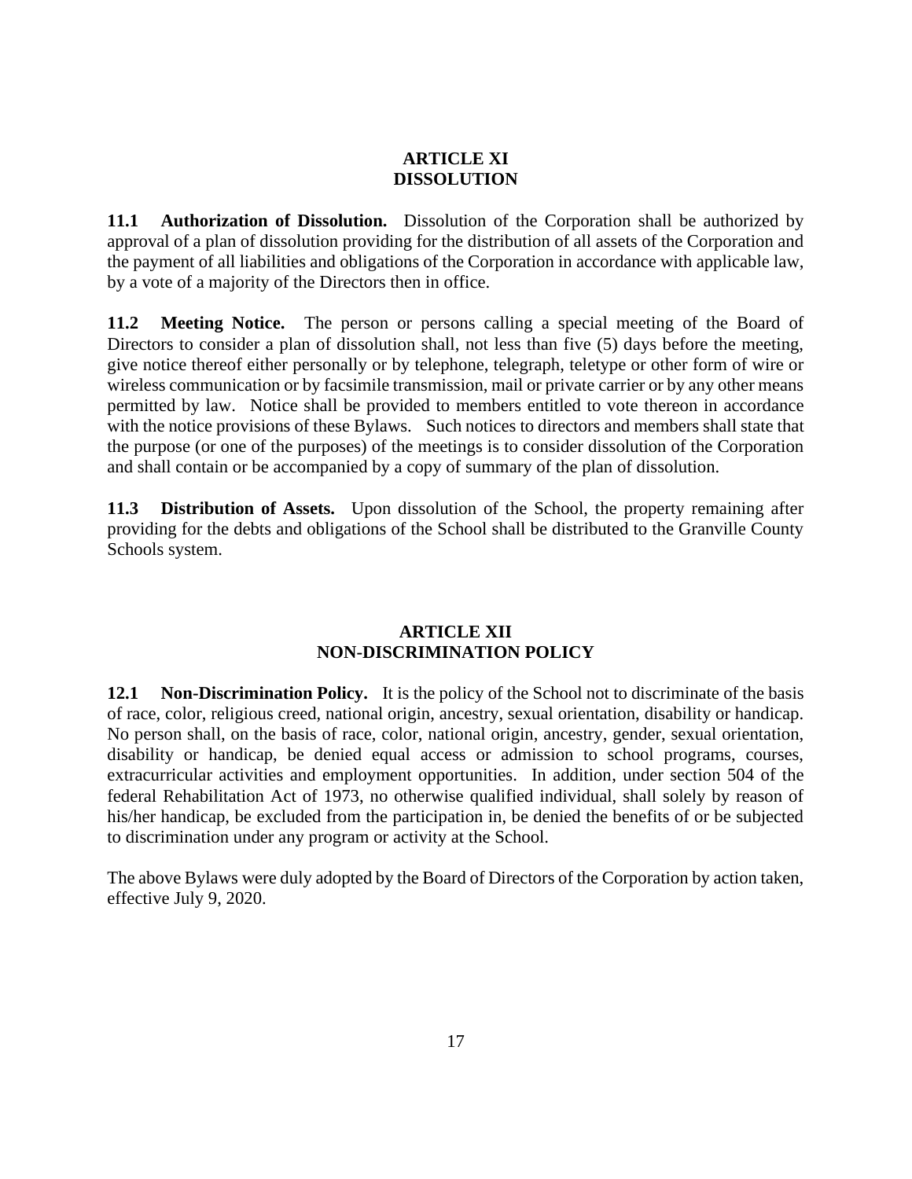## ARTICLE XI
## DISSOLUTION

**11.1 Authorization of Dissolution.** Dissolution of the Corporation shall be authorized by approval of a plan of dissolution providing for the distribution of all assets of the Corporation and the payment of all liabilities and obligations of the Corporation in accordance with applicable law, by a vote of a majority of the Directors then in office.

**11.2 Meeting Notice.** The person or persons calling a special meeting of the Board of Directors to consider a plan of dissolution shall, not less than five (5) days before the meeting, give notice thereof either personally or by telephone, telegraph, teletype or other form of wire or wireless communication or by facsimile transmission, mail or private carrier or by any other means permitted by law. Notice shall be provided to members entitled to vote thereon in accordance with the notice provisions of these Bylaws. Such notices to directors and members shall state that the purpose (or one of the purposes) of the meetings is to consider dissolution of the Corporation and shall contain or be accompanied by a copy of summary of the plan of dissolution.

**11.3 Distribution of Assets.** Upon dissolution of the School, the property remaining after providing for the debts and obligations of the School shall be distributed to the Granville County Schools system.

## ARTICLE XII
## NON-DISCRIMINATION POLICY

**12.1 Non-Discrimination Policy.** It is the policy of the School not to discriminate of the basis of race, color, religious creed, national origin, ancestry, sexual orientation, disability or handicap. No person shall, on the basis of race, color, national origin, ancestry, gender, sexual orientation, disability or handicap, be denied equal access or admission to school programs, courses, extracurricular activities and employment opportunities. In addition, under section 504 of the federal Rehabilitation Act of 1973, no otherwise qualified individual, shall solely by reason of his/her handicap, be excluded from the participation in, be denied the benefits of or be subjected to discrimination under any program or activity at the School.

The above Bylaws were duly adopted by the Board of Directors of the Corporation by action taken, effective July 9, 2020.